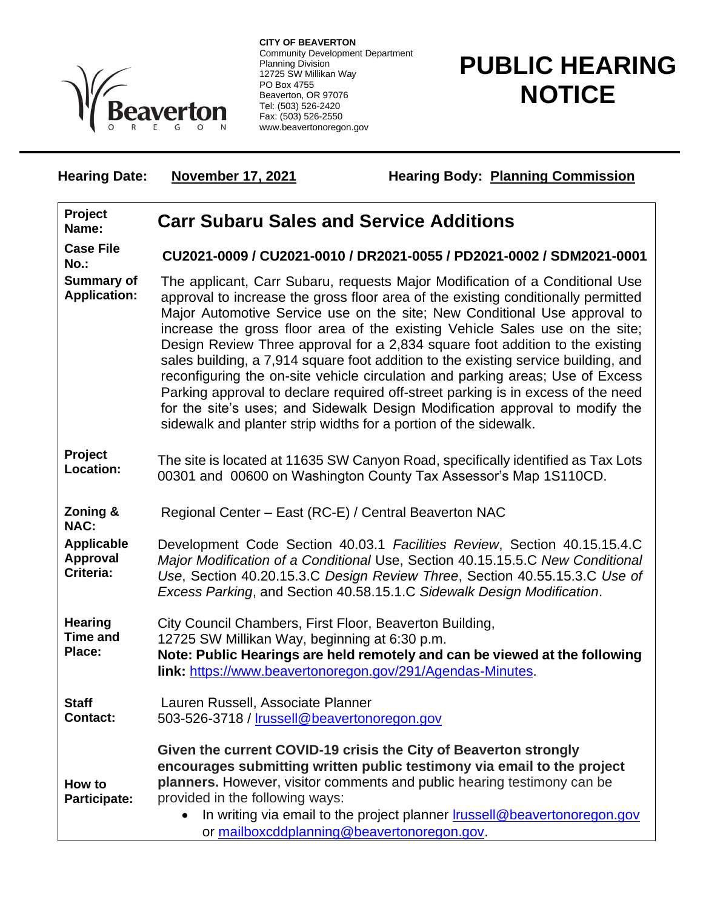**CITY OF BEAVERTON**
Community Development Department
Planning Division
12725 SW Millikan Way
PO Box 4755
Beaverton, OR 97076
Tel: (503) 526-2420
Fax: (503) 526-2550
www.beavertonoregon.gov

# PUBLIC HEARING NOTICE

**Hearing Date:** **November 17, 2021** **Hearing Body:** **Planning Commission**

| | |
|---|---|
| **Project Name:** | **Carr Subaru Sales and Service Additions** |
| **Case File No.:** | **CU2021-0009 / CU2021-0010 / DR2021-0055 / PD2021-0002 / SDM2021-0001** |
| **Summary of Application:** | The applicant, Carr Subaru, requests Major Modification of a Conditional Use approval to increase the gross floor area of the existing conditionally permitted Major Automotive Service use on the site; New Conditional Use approval to increase the gross floor area of the existing Vehicle Sales use on the site; Design Review Three approval for a 2,834 square foot addition to the existing sales building, a 7,914 square foot addition to the existing service building, and reconfiguring the on-site vehicle circulation and parking areas; Use of Excess Parking approval to declare required off-street parking is in excess of the need for the site's uses; and Sidewalk Design Modification approval to modify the sidewalk and planter strip widths for a portion of the sidewalk. |
| **Project Location:** | The site is located at 11635 SW Canyon Road, specifically identified as Tax Lots 00301 and 00600 on Washington County Tax Assessor's Map 1S110CD. |
| **Zoning & NAC:** | Regional Center – East (RC-E) / Central Beaverton NAC |
| **Applicable Approval Criteria:** | Development Code Section 40.03.1 *Facilities Review*, Section 40.15.15.4.C *Major Modification of a Conditional* Use, Section 40.15.15.5.C *New Conditional Use*, Section 40.20.15.3.C *Design Review Three*, Section 40.55.15.3.C *Use of Excess Parking*, and Section 40.58.15.1.C *Sidewalk Design Modification*. |
| **Hearing Time and Place:** | City Council Chambers, First Floor, Beaverton Building, 12725 SW Millikan Way, beginning at 6:30 p.m. **Note: Public Hearings are held remotely and can be viewed at the following link:** https://www.beavertonoregon.gov/291/Agendas-Minutes. |
| **Staff Contact:** | Lauren Russell, Associate Planner 503-526-3718 / lrussell@beavertonoregon.gov |
| **How to Participate:** | **Given the current COVID-19 crisis the City of Beaverton strongly encourages submitting written public testimony via email to the project planners.** However, visitor comments and public hearing testimony can be provided in the following ways:<br>• In writing via email to the project planner lrussell@beavertonoregon.gov or mailboxcddplanning@beavertonoregon.gov. |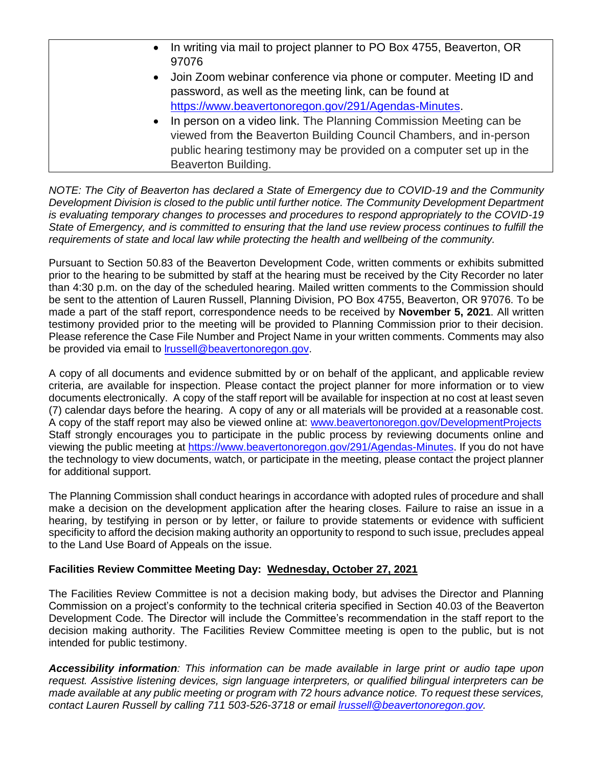| | |
|---|---|
| | • In writing via mail to project planner to PO Box 4755, Beaverton, OR 97076<br>• Join Zoom webinar conference via phone or computer. Meeting ID and password, as well as the meeting link, can be found at https://www.beavertonoregon.gov/291/Agendas-Minutes.<br>• In person on a video link. The Planning Commission Meeting can be viewed from the Beaverton Building Council Chambers, and in-person public hearing testimony may be provided on a computer set up in the Beaverton Building. |

*NOTE: The City of Beaverton has declared a State of Emergency due to COVID-19 and the Community Development Division is closed to the public until further notice. The Community Development Department is evaluating temporary changes to processes and procedures to respond appropriately to the COVID-19 State of Emergency, and is committed to ensuring that the land use review process continues to fulfill the requirements of state and local law while protecting the health and wellbeing of the community.*

Pursuant to Section 50.83 of the Beaverton Development Code, written comments or exhibits submitted prior to the hearing to be submitted by staff at the hearing must be received by the City Recorder no later than 4:30 p.m. on the day of the scheduled hearing. Mailed written comments to the Commission should be sent to the attention of Lauren Russell, Planning Division, PO Box 4755, Beaverton, OR 97076. To be made a part of the staff report, correspondence needs to be received by **November 5, 2021**. All written testimony provided prior to the meeting will be provided to Planning Commission prior to their decision. Please reference the Case File Number and Project Name in your written comments. Comments may also be provided via email to lrussell@beavertonoregon.gov.

A copy of all documents and evidence submitted by or on behalf of the applicant, and applicable review criteria, are available for inspection. Please contact the project planner for more information or to view documents electronically. A copy of the staff report will be available for inspection at no cost at least seven (7) calendar days before the hearing. A copy of any or all materials will be provided at a reasonable cost. A copy of the staff report may also be viewed online at: www.beavertonoregon.gov/DevelopmentProjects Staff strongly encourages you to participate in the public process by reviewing documents online and viewing the public meeting at https://www.beavertonoregon.gov/291/Agendas-Minutes. If you do not have the technology to view documents, watch, or participate in the meeting, please contact the project planner for additional support.

The Planning Commission shall conduct hearings in accordance with adopted rules of procedure and shall make a decision on the development application after the hearing closes. Failure to raise an issue in a hearing, by testifying in person or by letter, or failure to provide statements or evidence with sufficient specificity to afford the decision making authority an opportunity to respond to such issue, precludes appeal to the Land Use Board of Appeals on the issue.

**Facilities Review Committee Meeting Day: Wednesday, October 27, 2021**

The Facilities Review Committee is not a decision making body, but advises the Director and Planning Commission on a project's conformity to the technical criteria specified in Section 40.03 of the Beaverton Development Code. The Director will include the Committee's recommendation in the staff report to the decision making authority. The Facilities Review Committee meeting is open to the public, but is not intended for public testimony.

***Accessibility information**: This information can be made available in large print or audio tape upon request. Assistive listening devices, sign language interpreters, or qualified bilingual interpreters can be made available at any public meeting or program with 72 hours advance notice. To request these services, contact Lauren Russell by calling 711 503-526-3718 or email lrussell@beavertonoregon.gov.*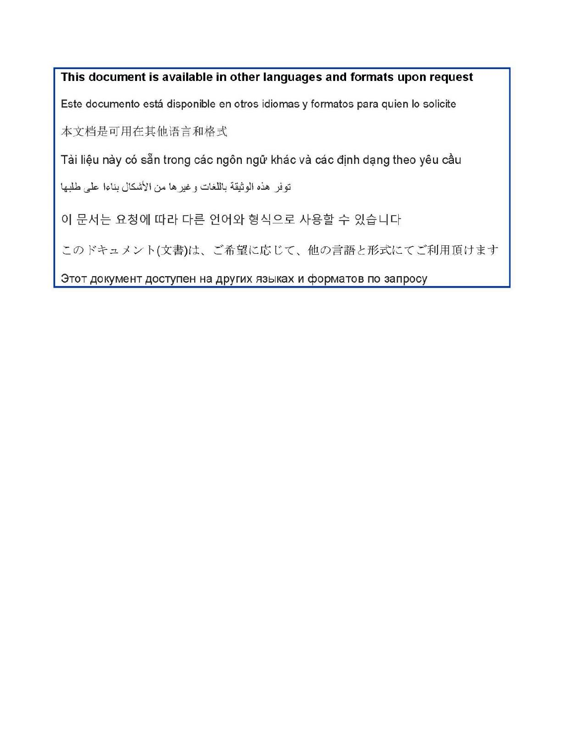**This document is available in other languages and formats upon request**

Este documento está disponible en otros idiomas y formatos para quien lo solicite

本文档是可用在其他语言和格式

Tài liệu này có sẵn trong các ngôn ngữ khác và các định dạng theo yêu cầu

توفر هذه الوثيقة باللغات وغيرها من الأشكال بناءا على طلبها

이 문서는 요청에 따라 다른 언어와 형식으로 사용할 수 있습니다

このドキュメント(文書)は、ご希望に応じて、他の言語と形式にてご利用頂けます

Этот документ доступен на других языках и форматов по запросу